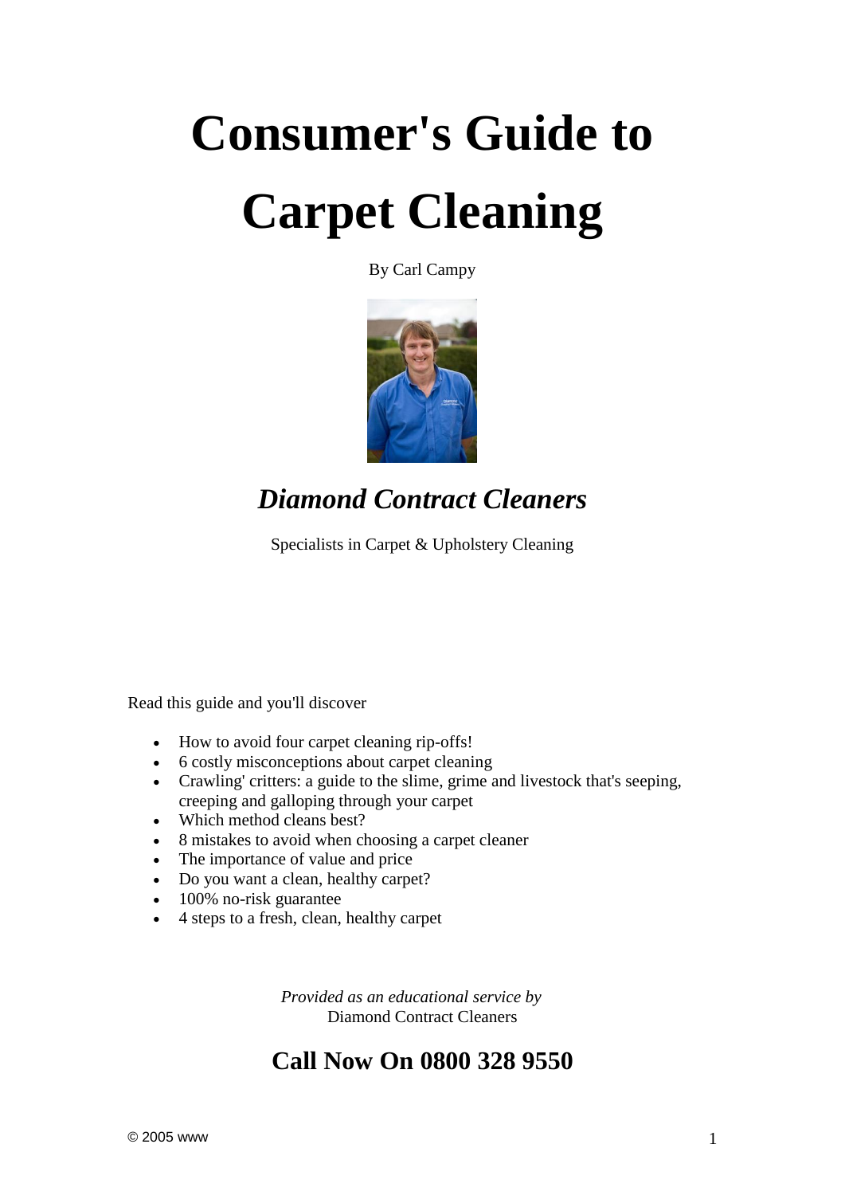# Consumer's Guide to Carpet Cleaning

By Carl Campy

## *Diamond Contract Cleaners*

Specialists in Carpet & Upholstery Cleaning

Read this guide and you'll discover

- How to avoid four carpet cleaning rip-offs!
- 6 costly misconceptions about carpet cleaning
- Crawling' critters: a guide to the slime, grime and livestock that's seeping, creeping and galloping through your carpet
- Which method cleans best?
- 8 mistakes to avoid when choosing a carpet cleaner
- The importance of value and price
- Do you want a clean, healthy carpet?
- 100% no-risk guarantee
- 4 steps to a fresh, clean, healthy carpet

*Provided as an educational service by*
Diamond Contract Cleaners

## Call Now On 0800 328 9550

© 2005 www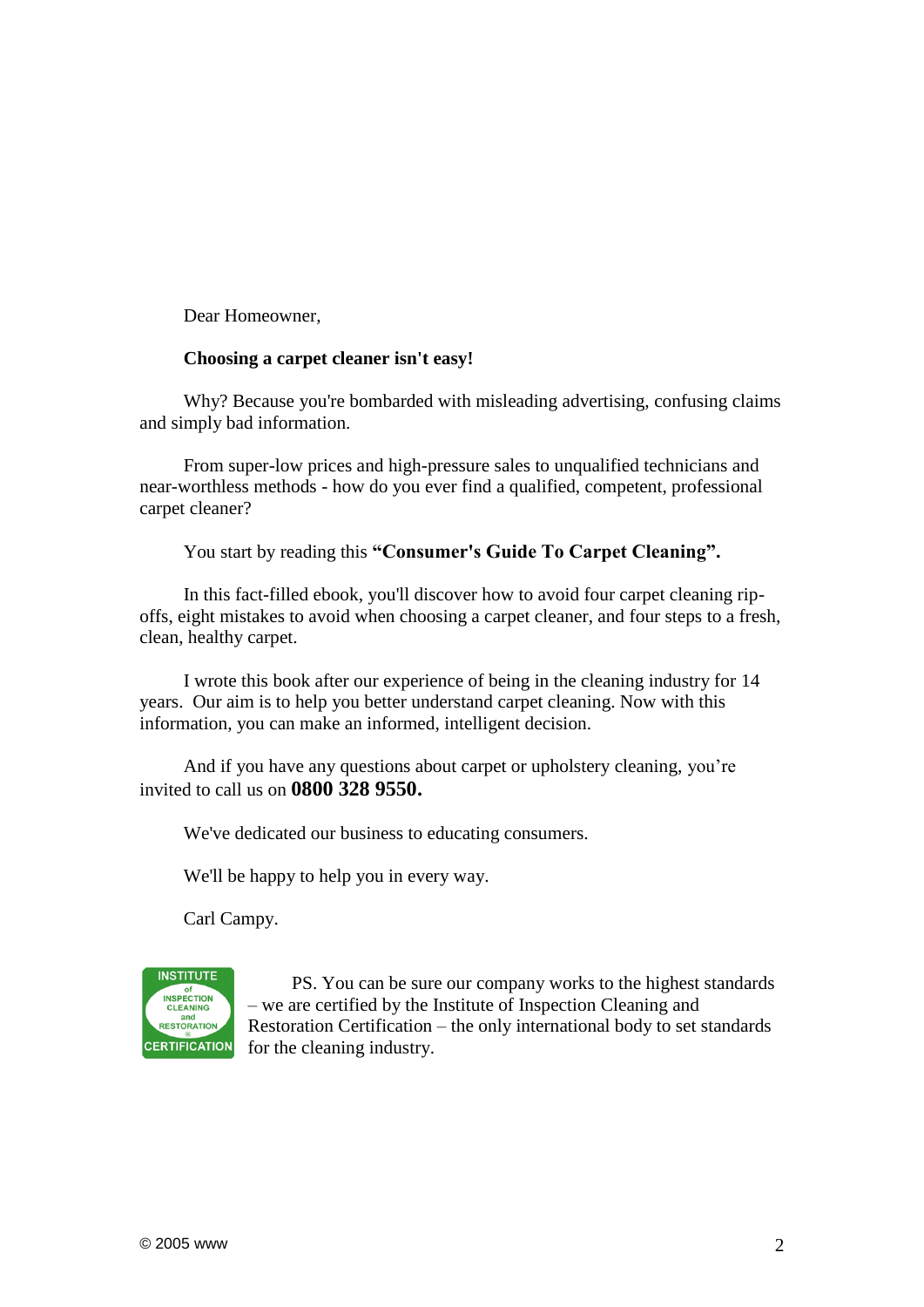Dear Homeowner,

**Choosing a carpet cleaner isn't easy!**

Why? Because you're bombarded with misleading advertising, confusing claims and simply bad information.

From super-low prices and high-pressure sales to unqualified technicians and near-worthless methods - how do you ever find a qualified, competent, professional carpet cleaner?

You start by reading this **"Consumer's Guide To Carpet Cleaning".**

In this fact-filled ebook, you'll discover how to avoid four carpet cleaning rip-offs, eight mistakes to avoid when choosing a carpet cleaner, and four steps to a fresh, clean, healthy carpet.

I wrote this book after our experience of being in the cleaning industry for 14 years. Our aim is to help you better understand carpet cleaning. Now with this information, you can make an informed, intelligent decision.

And if you have any questions about carpet or upholstery cleaning, you're invited to call us on **0800 328 9550.**

We've dedicated our business to educating consumers.

We'll be happy to help you in every way.

Carl Campy.

INSTITUTE of INSPECTION CLEANING and RESTORATION CERTIFICATION

PS. You can be sure our company works to the highest standards – we are certified by the Institute of Inspection Cleaning and Restoration Certification – the only international body to set standards for the cleaning industry.

© 2005 www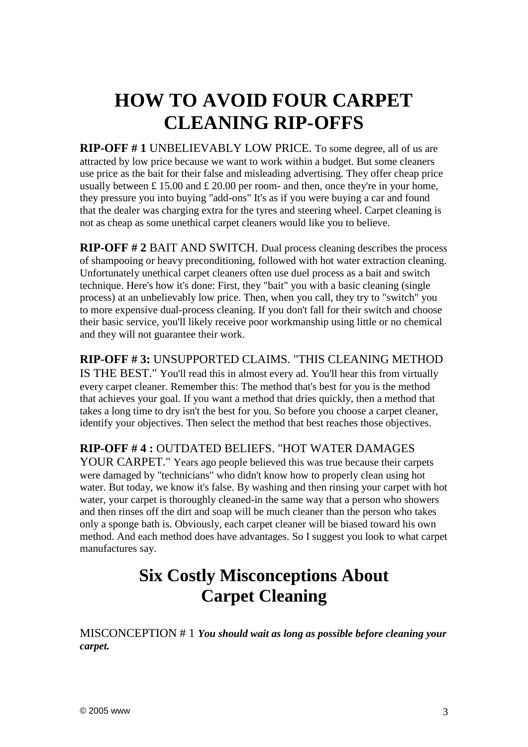# HOW TO AVOID FOUR CARPET CLEANING RIP-OFFS

**RIP-OFF # 1** UNBELIEVABLY LOW PRICE. To some degree, all of us are attracted by low price because we want to work within a budget. But some cleaners use price as the bait for their false and misleading advertising. They offer cheap price usually between £ 15.00 and £ 20.00 per room- and then, once they're in your home, they pressure you into buying "add-ons" It's as if you were buying a car and found that the dealer was charging extra for the tyres and steering wheel. Carpet cleaning is not as cheap as some unethical carpet cleaners would like you to believe.

**RIP-OFF # 2** BAIT AND SWITCH. Dual process cleaning describes the process of shampooing or heavy preconditioning, followed with hot water extraction cleaning. Unfortunately unethical carpet cleaners often use duel process as a bait and switch technique. Here's how it's done: First, they "bait" you with a basic cleaning (single process) at an unbelievably low price. Then, when you call, they try to "switch" you to more expensive dual-process cleaning. If you don't fall for their switch and choose their basic service, you'll likely receive poor workmanship using little or no chemical and they will not guarantee their work.

**RIP-OFF # 3:** UNSUPPORTED CLAIMS. "THIS CLEANING METHOD IS THE BEST." You'll read this in almost every ad. You'll hear this from virtually every carpet cleaner. Remember this: The method that's best for you is the method that achieves your goal. If you want a method that dries quickly, then a method that takes a long time to dry isn't the best for you. So before you choose a carpet cleaner, identify your objectives. Then select the method that best reaches those objectives.

**RIP-OFF # 4 :** OUTDATED BELIEFS. "HOT WATER DAMAGES YOUR CARPET." Years ago people believed this was true because their carpets were damaged by "technicians" who didn't know how to properly clean using hot water. But today, we know it's false. By washing and then rinsing your carpet with hot water, your carpet is thoroughly cleaned-in the same way that a person who showers and then rinses off the dirt and soap will be much cleaner than the person who takes only a sponge bath is. Obviously, each carpet cleaner will be biased toward his own method. And each method does have advantages. So I suggest you look to what carpet manufactures say.

# Six Costly Misconceptions About Carpet Cleaning

MISCONCEPTION # 1 ***You should wait as long as possible before cleaning your carpet.***

© 2005 www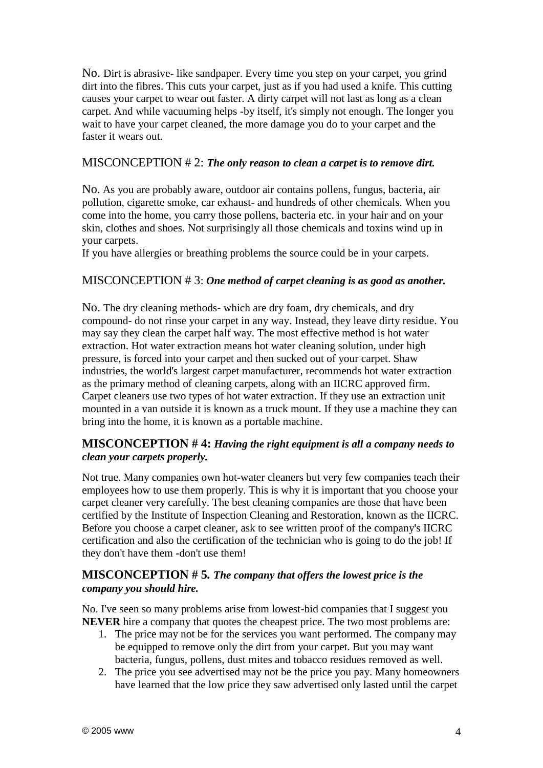No. Dirt is abrasive- like sandpaper. Every time you step on your carpet, you grind dirt into the fibres. This cuts your carpet, just as if you had used a knife. This cutting causes your carpet to wear out faster. A dirty carpet will not last as long as a clean carpet. And while vacuuming helps -by itself, it's simply not enough. The longer you wait to have your carpet cleaned, the more damage you do to your carpet and the faster it wears out.

### MISCONCEPTION # 2: *The only reason to clean a carpet is to remove dirt.*

No. As you are probably aware, outdoor air contains pollens, fungus, bacteria, air pollution, cigarette smoke, car exhaust- and hundreds of other chemicals. When you come into the home, you carry those pollens, bacteria etc. in your hair and on your skin, clothes and shoes. Not surprisingly all those chemicals and toxins wind up in your carpets.
If you have allergies or breathing problems the source could be in your carpets.

### MISCONCEPTION # 3: *One method of carpet cleaning is as good as another.*

No. The dry cleaning methods- which are dry foam, dry chemicals, and dry compound- do not rinse your carpet in any way. Instead, they leave dirty residue. You may say they clean the carpet half way. The most effective method is hot water extraction. Hot water extraction means hot water cleaning solution, under high pressure, is forced into your carpet and then sucked out of your carpet. Shaw industries, the world's largest carpet manufacturer, recommends hot water extraction as the primary method of cleaning carpets, along with an IICRC approved firm. Carpet cleaners use two types of hot water extraction. If they use an extraction unit mounted in a van outside it is known as a truck mount. If they use a machine they can bring into the home, it is known as a portable machine.

### MISCONCEPTION # 4: *Having the right equipment is all a company needs to clean your carpets properly.*

Not true. Many companies own hot-water cleaners but very few companies teach their employees how to use them properly. This is why it is important that you choose your carpet cleaner very carefully. The best cleaning companies are those that have been certified by the Institute of Inspection Cleaning and Restoration, known as the IICRC. Before you choose a carpet cleaner, ask to see written proof of the company's IICRC certification and also the certification of the technician who is going to do the job! If they don't have them -don't use them!

### MISCONCEPTION # 5. *The company that offers the lowest price is the company you should hire.*

No. I've seen so many problems arise from lowest-bid companies that I suggest you **NEVER** hire a company that quotes the cheapest price. The two most problems are:

1. The price may not be for the services you want performed. The company may be equipped to remove only the dirt from your carpet. But you may want bacteria, fungus, pollens, dust mites and tobacco residues removed as well.
2. The price you see advertised may not be the price you pay. Many homeowners have learned that the low price they saw advertised only lasted until the carpet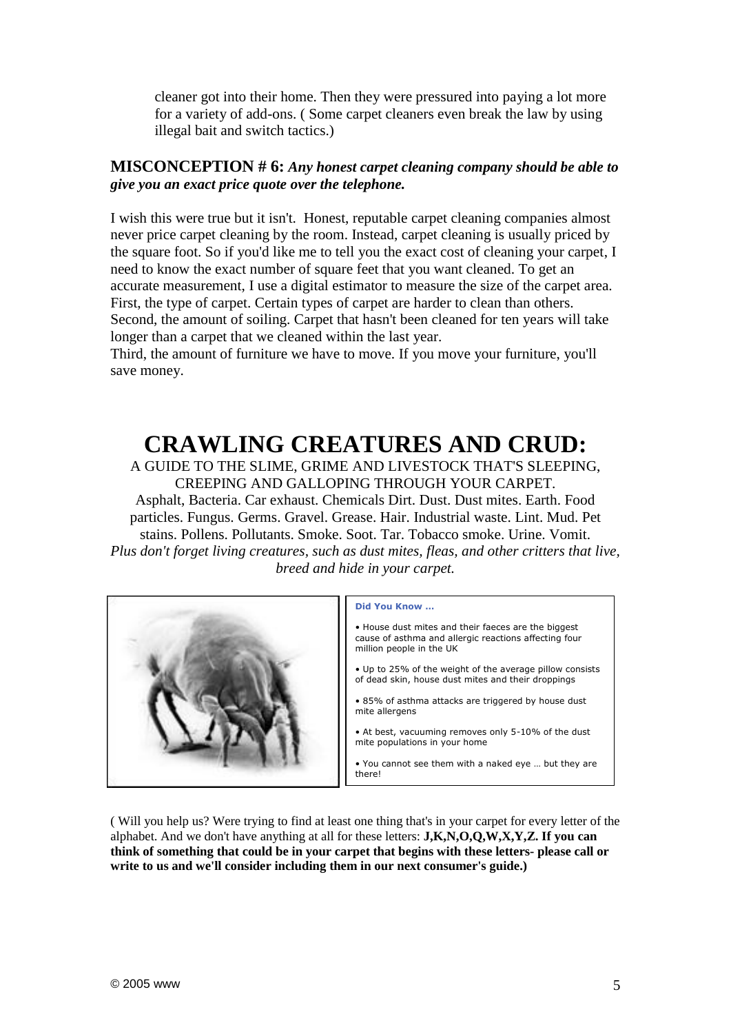cleaner got into their home. Then they were pressured into paying a lot more for a variety of add-ons. ( Some carpet cleaners even break the law by using illegal bait and switch tactics.)

### MISCONCEPTION # 6: *Any honest carpet cleaning company should be able to give you an exact price quote over the telephone.*

I wish this were true but it isn't. Honest, reputable carpet cleaning companies almost never price carpet cleaning by the room. Instead, carpet cleaning is usually priced by the square foot. So if you'd like me to tell you the exact cost of cleaning your carpet, I need to know the exact number of square feet that you want cleaned. To get an accurate measurement, I use a digital estimator to measure the size of the carpet area. First, the type of carpet. Certain types of carpet are harder to clean than others. Second, the amount of soiling. Carpet that hasn't been cleaned for ten years will take longer than a carpet that we cleaned within the last year.
Third, the amount of furniture we have to move. If you move your furniture, you'll save money.

# CRAWLING CREATURES AND CRUD:

A GUIDE TO THE SLIME, GRIME AND LIVESTOCK THAT'S SLEEPING, CREEPING AND GALLOPING THROUGH YOUR CARPET.
Asphalt, Bacteria. Car exhaust. Chemicals Dirt. Dust. Dust mites. Earth. Food particles. Fungus. Germs. Gravel. Grease. Hair. Industrial waste. Lint. Mud. Pet stains. Pollens. Pollutants. Smoke. Soot. Tar. Tobacco smoke. Urine. Vomit.
*Plus don't forget living creatures, such as dust mites, fleas, and other critters that live, breed and hide in your carpet.*

**Did You Know …**

- House dust mites and their faeces are the biggest cause of asthma and allergic reactions affecting four million people in the UK
- Up to 25% of the weight of the average pillow consists of dead skin, house dust mites and their droppings
- 85% of asthma attacks are triggered by house dust mite allergens
- At best, vacuuming removes only 5-10% of the dust mite populations in your home
- You cannot see them with a naked eye … but they are there!

( Will you help us? Were trying to find at least one thing that's in your carpet for every letter of the alphabet. And we don't have anything at all for these letters: **J,K,N,O,Q,W,X,Y,Z. If you can think of something that could be in your carpet that begins with these letters- please call or write to us and we'll consider including them in our next consumer's guide.)**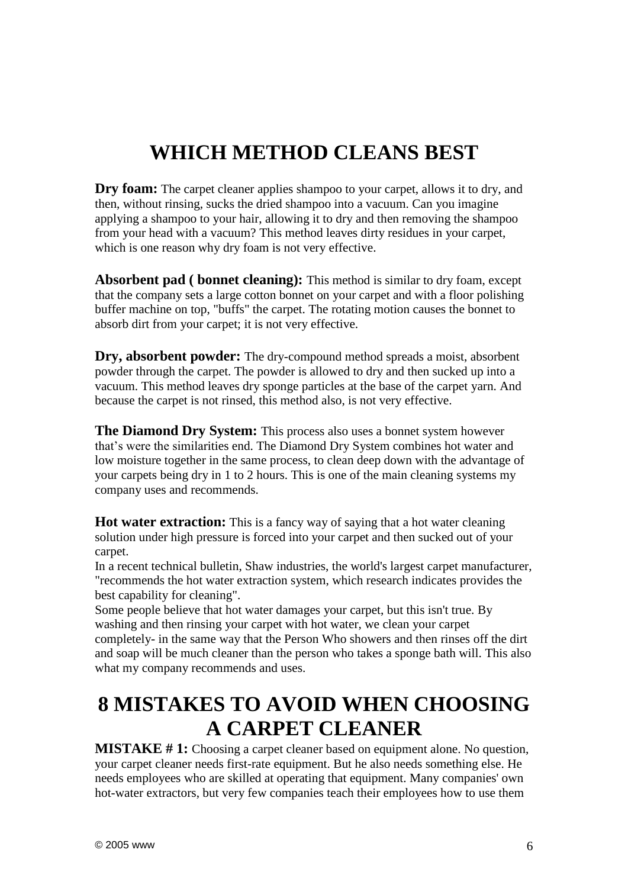# WHICH METHOD CLEANS BEST

**Dry foam:** The carpet cleaner applies shampoo to your carpet, allows it to dry, and then, without rinsing, sucks the dried shampoo into a vacuum. Can you imagine applying a shampoo to your hair, allowing it to dry and then removing the shampoo from your head with a vacuum? This method leaves dirty residues in your carpet, which is one reason why dry foam is not very effective.

**Absorbent pad ( bonnet cleaning):** This method is similar to dry foam, except that the company sets a large cotton bonnet on your carpet and with a floor polishing buffer machine on top, "buffs" the carpet. The rotating motion causes the bonnet to absorb dirt from your carpet; it is not very effective.

**Dry, absorbent powder:** The dry-compound method spreads a moist, absorbent powder through the carpet. The powder is allowed to dry and then sucked up into a vacuum. This method leaves dry sponge particles at the base of the carpet yarn. And because the carpet is not rinsed, this method also, is not very effective.

**The Diamond Dry System:** This process also uses a bonnet system however that's were the similarities end. The Diamond Dry System combines hot water and low moisture together in the same process, to clean deep down with the advantage of your carpets being dry in 1 to 2 hours. This is one of the main cleaning systems my company uses and recommends.

**Hot water extraction:** This is a fancy way of saying that a hot water cleaning solution under high pressure is forced into your carpet and then sucked out of your carpet.
In a recent technical bulletin, Shaw industries, the world's largest carpet manufacturer, "recommends the hot water extraction system, which research indicates provides the best capability for cleaning".
Some people believe that hot water damages your carpet, but this isn't true. By washing and then rinsing your carpet with hot water, we clean your carpet completely- in the same way that the Person Who showers and then rinses off the dirt and soap will be much cleaner than the person who takes a sponge bath will. This also what my company recommends and uses.

# 8 MISTAKES TO AVOID WHEN CHOOSING A CARPET CLEANER

**MISTAKE # 1:** Choosing a carpet cleaner based on equipment alone. No question, your carpet cleaner needs first-rate equipment. But he also needs something else. He needs employees who are skilled at operating that equipment. Many companies' own hot-water extractors, but very few companies teach their employees how to use them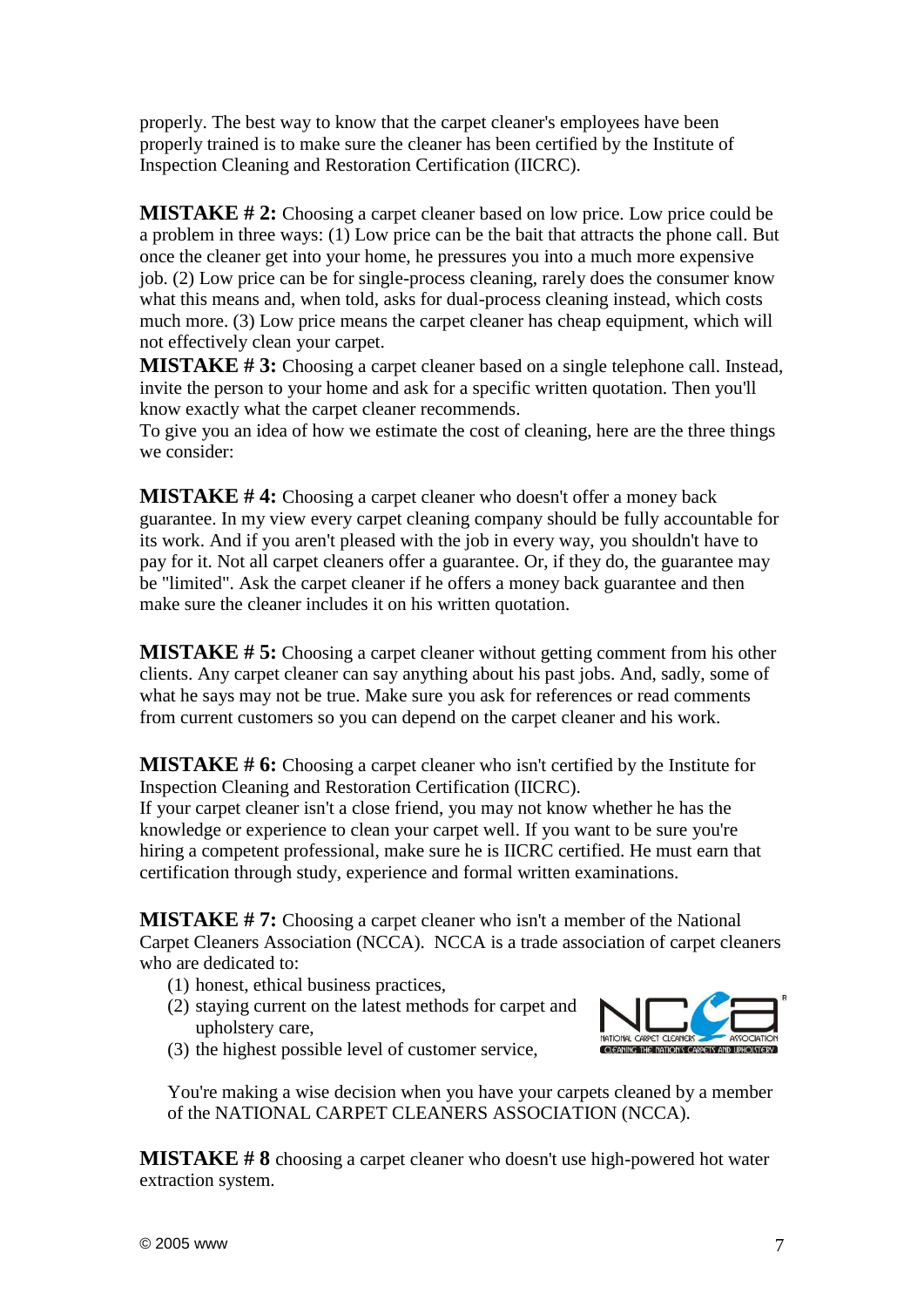properly. The best way to know that the carpet cleaner's employees have been properly trained is to make sure the cleaner has been certified by the Institute of Inspection Cleaning and Restoration Certification (IICRC).

**MISTAKE # 2:** Choosing a carpet cleaner based on low price. Low price could be a problem in three ways: (1) Low price can be the bait that attracts the phone call. But once the cleaner get into your home, he pressures you into a much more expensive job. (2) Low price can be for single-process cleaning, rarely does the consumer know what this means and, when told, asks for dual-process cleaning instead, which costs much more. (3) Low price means the carpet cleaner has cheap equipment, which will not effectively clean your carpet.

**MISTAKE # 3:** Choosing a carpet cleaner based on a single telephone call. Instead, invite the person to your home and ask for a specific written quotation. Then you'll know exactly what the carpet cleaner recommends.

To give you an idea of how we estimate the cost of cleaning, here are the three things we consider:

**MISTAKE # 4:** Choosing a carpet cleaner who doesn't offer a money back guarantee. In my view every carpet cleaning company should be fully accountable for its work. And if you aren't pleased with the job in every way, you shouldn't have to pay for it. Not all carpet cleaners offer a guarantee. Or, if they do, the guarantee may be "limited". Ask the carpet cleaner if he offers a money back guarantee and then make sure the cleaner includes it on his written quotation.

**MISTAKE # 5:** Choosing a carpet cleaner without getting comment from his other clients. Any carpet cleaner can say anything about his past jobs. And, sadly, some of what he says may not be true. Make sure you ask for references or read comments from current customers so you can depend on the carpet cleaner and his work.

**MISTAKE # 6:** Choosing a carpet cleaner who isn't certified by the Institute for Inspection Cleaning and Restoration Certification (IICRC).

If your carpet cleaner isn't a close friend, you may not know whether he has the knowledge or experience to clean your carpet well. If you want to be sure you're hiring a competent professional, make sure he is IICRC certified. He must earn that certification through study, experience and formal written examinations.

**MISTAKE # 7:** Choosing a carpet cleaner who isn't a member of the National Carpet Cleaners Association (NCCA). NCCA is a trade association of carpet cleaners who are dedicated to:

(1) honest, ethical business practices,
(2) staying current on the latest methods for carpet and upholstery care,
(3) the highest possible level of customer service,

You're making a wise decision when you have your carpets cleaned by a member of the NATIONAL CARPET CLEANERS ASSOCIATION (NCCA).

**MISTAKE # 8** choosing a carpet cleaner who doesn't use high-powered hot water extraction system.

© 2005 www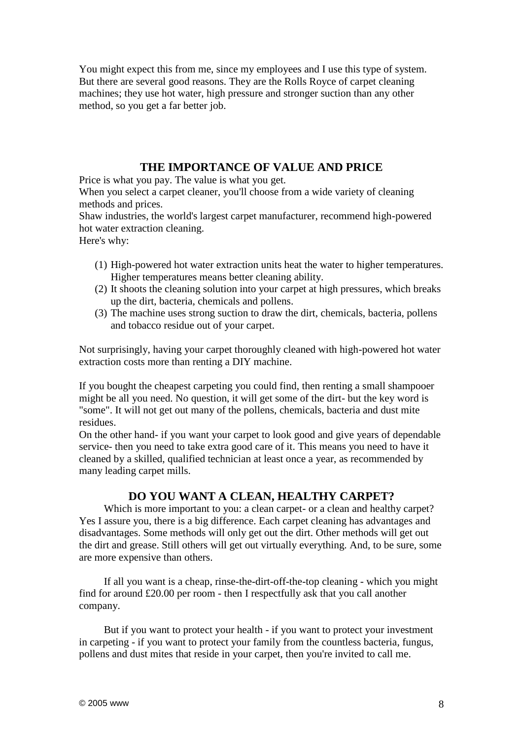You might expect this from me, since my employees and I use this type of system. But there are several good reasons. They are the Rolls Royce of carpet cleaning machines; they use hot water, high pressure and stronger suction than any other method, so you get a far better job.

## THE IMPORTANCE OF VALUE AND PRICE

Price is what you pay. The value is what you get.
When you select a carpet cleaner, you'll choose from a wide variety of cleaning methods and prices.
Shaw industries, the world's largest carpet manufacturer, recommend high-powered hot water extraction cleaning.
Here's why:

(1) High-powered hot water extraction units heat the water to higher temperatures. Higher temperatures means better cleaning ability.
(2) It shoots the cleaning solution into your carpet at high pressures, which breaks up the dirt, bacteria, chemicals and pollens.
(3) The machine uses strong suction to draw the dirt, chemicals, bacteria, pollens and tobacco residue out of your carpet.

Not surprisingly, having your carpet thoroughly cleaned with high-powered hot water extraction costs more than renting a DIY machine.

If you bought the cheapest carpeting you could find, then renting a small shampooer might be all you need. No question, it will get some of the dirt- but the key word is "some". It will not get out many of the pollens, chemicals, bacteria and dust mite residues.
On the other hand- if you want your carpet to look good and give years of dependable service- then you need to take extra good care of it. This means you need to have it cleaned by a skilled, qualified technician at least once a year, as recommended by many leading carpet mills.

## DO YOU WANT A CLEAN, HEALTHY CARPET?

Which is more important to you: a clean carpet- or a clean and healthy carpet? Yes I assure you, there is a big difference. Each carpet cleaning has advantages and disadvantages. Some methods will only get out the dirt. Other methods will get out the dirt and grease. Still others will get out virtually everything. And, to be sure, some are more expensive than others.

If all you want is a cheap, rinse-the-dirt-off-the-top cleaning - which you might find for around £20.00 per room - then I respectfully ask that you call another company.

But if you want to protect your health - if you want to protect your investment in carpeting - if you want to protect your family from the countless bacteria, fungus, pollens and dust mites that reside in your carpet, then you're invited to call me.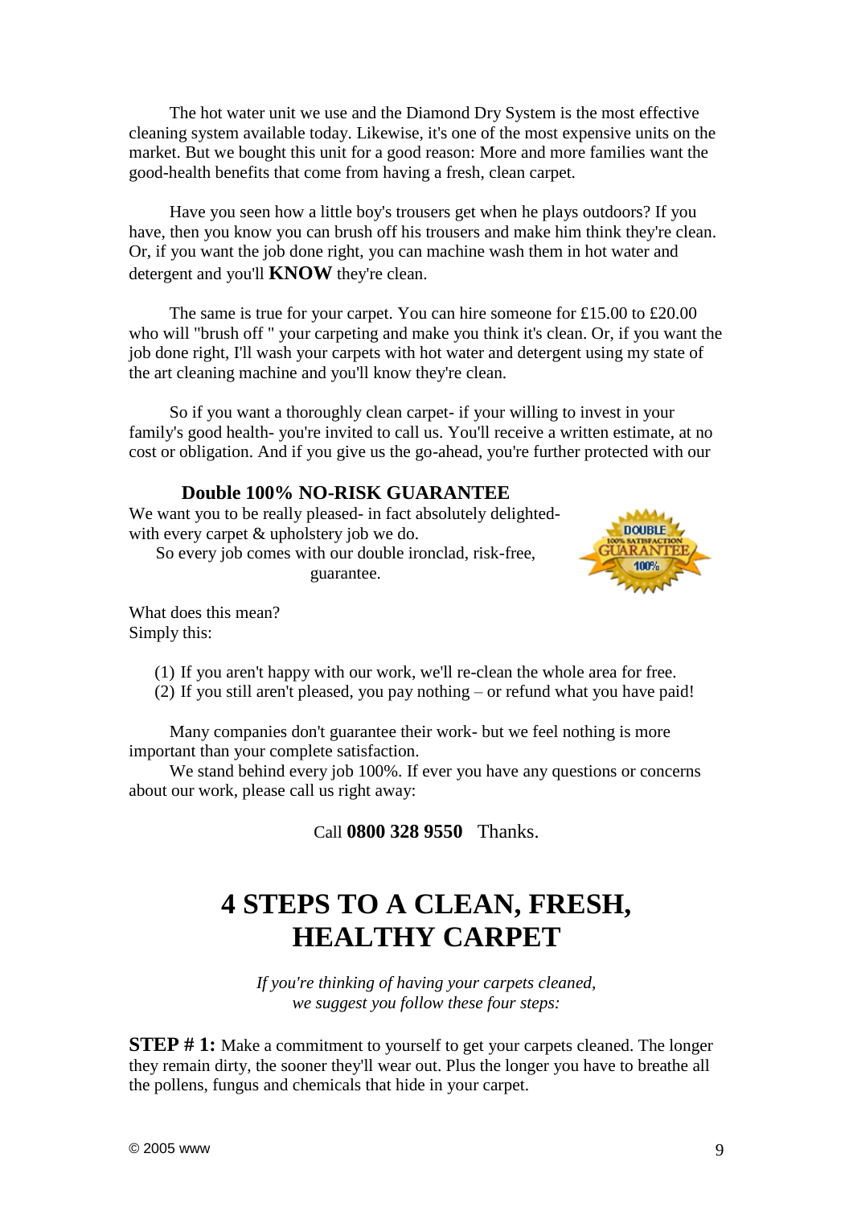The hot water unit we use and the Diamond Dry System is the most effective cleaning system available today. Likewise, it's one of the most expensive units on the market. But we bought this unit for a good reason: More and more families want the good-health benefits that come from having a fresh, clean carpet.

Have you seen how a little boy's trousers get when he plays outdoors? If you have, then you know you can brush off his trousers and make him think they're clean. Or, if you want the job done right, you can machine wash them in hot water and detergent and you'll **KNOW** they're clean.

The same is true for your carpet. You can hire someone for £15.00 to £20.00 who will "brush off " your carpeting and make you think it's clean. Or, if you want the job done right, I'll wash your carpets with hot water and detergent using my state of the art cleaning machine and you'll know they're clean.

So if you want a thoroughly clean carpet- if your willing to invest in your family's good health- you're invited to call us. You'll receive a written estimate, at no cost or obligation. And if you give us the go-ahead, you're further protected with our

**Double 100% NO-RISK GUARANTEE**

We want you to be really pleased- in fact absolutely delighted- with every carpet & upholstery job we do.
So every job comes with our double ironclad, risk-free, guarantee.

What does this mean?
Simply this:

(1) If you aren't happy with our work, we'll re-clean the whole area for free.
(2) If you still aren't pleased, you pay nothing – or refund what you have paid!

Many companies don't guarantee their work- but we feel nothing is more important than your complete satisfaction.

We stand behind every job 100%. If ever you have any questions or concerns about our work, please call us right away:

Call **0800 328 9550** Thanks.

# 4 STEPS TO A CLEAN, FRESH, HEALTHY CARPET

*If you're thinking of having your carpets cleaned, we suggest you follow these four steps:*

**STEP # 1:** Make a commitment to yourself to get your carpets cleaned. The longer they remain dirty, the sooner they'll wear out. Plus the longer you have to breathe all the pollens, fungus and chemicals that hide in your carpet.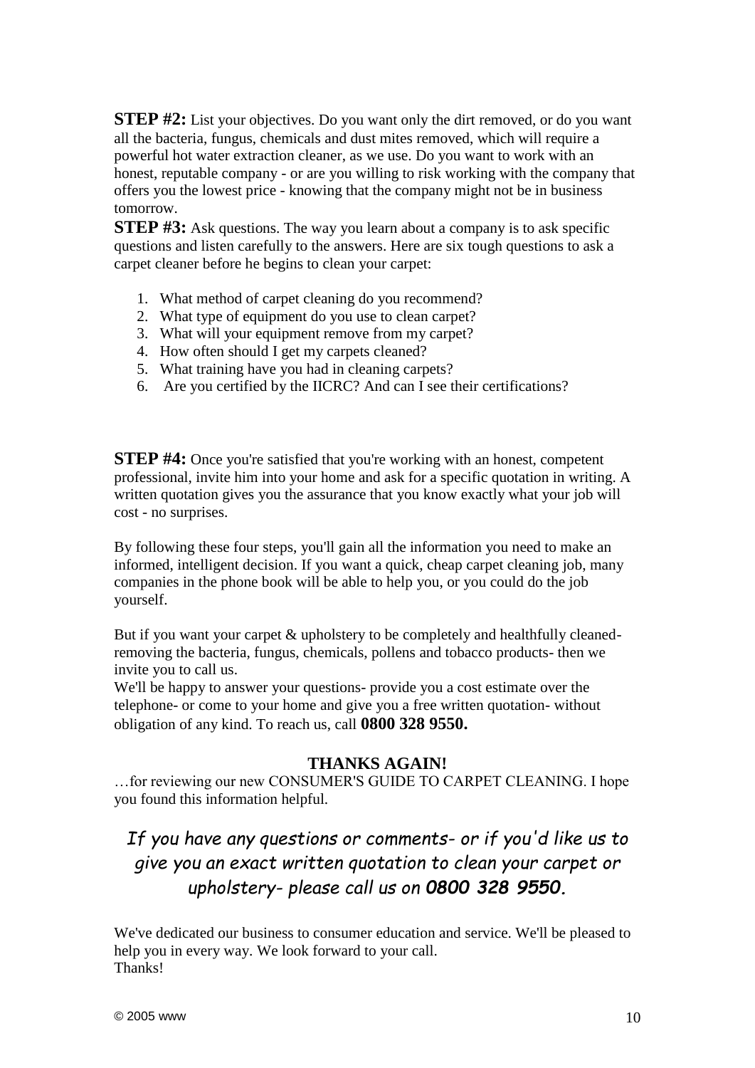**STEP #2:** List your objectives. Do you want only the dirt removed, or do you want all the bacteria, fungus, chemicals and dust mites removed, which will require a powerful hot water extraction cleaner, as we use. Do you want to work with an honest, reputable company - or are you willing to risk working with the company that offers you the lowest price - knowing that the company might not be in business tomorrow.

**STEP #3:** Ask questions. The way you learn about a company is to ask specific questions and listen carefully to the answers. Here are six tough questions to ask a carpet cleaner before he begins to clean your carpet:

1. What method of carpet cleaning do you recommend?
2. What type of equipment do you use to clean carpet?
3. What will your equipment remove from my carpet?
4. How often should I get my carpets cleaned?
5. What training have you had in cleaning carpets?
6. Are you certified by the IICRC? And can I see their certifications?

**STEP #4:** Once you're satisfied that you're working with an honest, competent professional, invite him into your home and ask for a specific quotation in writing. A written quotation gives you the assurance that you know exactly what your job will cost - no surprises.

By following these four steps, you'll gain all the information you need to make an informed, intelligent decision. If you want a quick, cheap carpet cleaning job, many companies in the phone book will be able to help you, or you could do the job yourself.

But if you want your carpet & upholstery to be completely and healthfully cleaned- removing the bacteria, fungus, chemicals, pollens and tobacco products- then we invite you to call us.
We'll be happy to answer your questions- provide you a cost estimate over the telephone- or come to your home and give you a free written quotation- without obligation of any kind. To reach us, call **0800 328 9550.**

**THANKS AGAIN!**

…for reviewing our new CONSUMER'S GUIDE TO CARPET CLEANING. I hope you found this information helpful.

*If you have any questions or comments- or if you'd like us to give you an exact written quotation to clean your carpet or upholstery- please call us on* ***0800 328 9550.***

We've dedicated our business to consumer education and service. We'll be pleased to help you in every way. We look forward to your call.
Thanks!

© 2005 www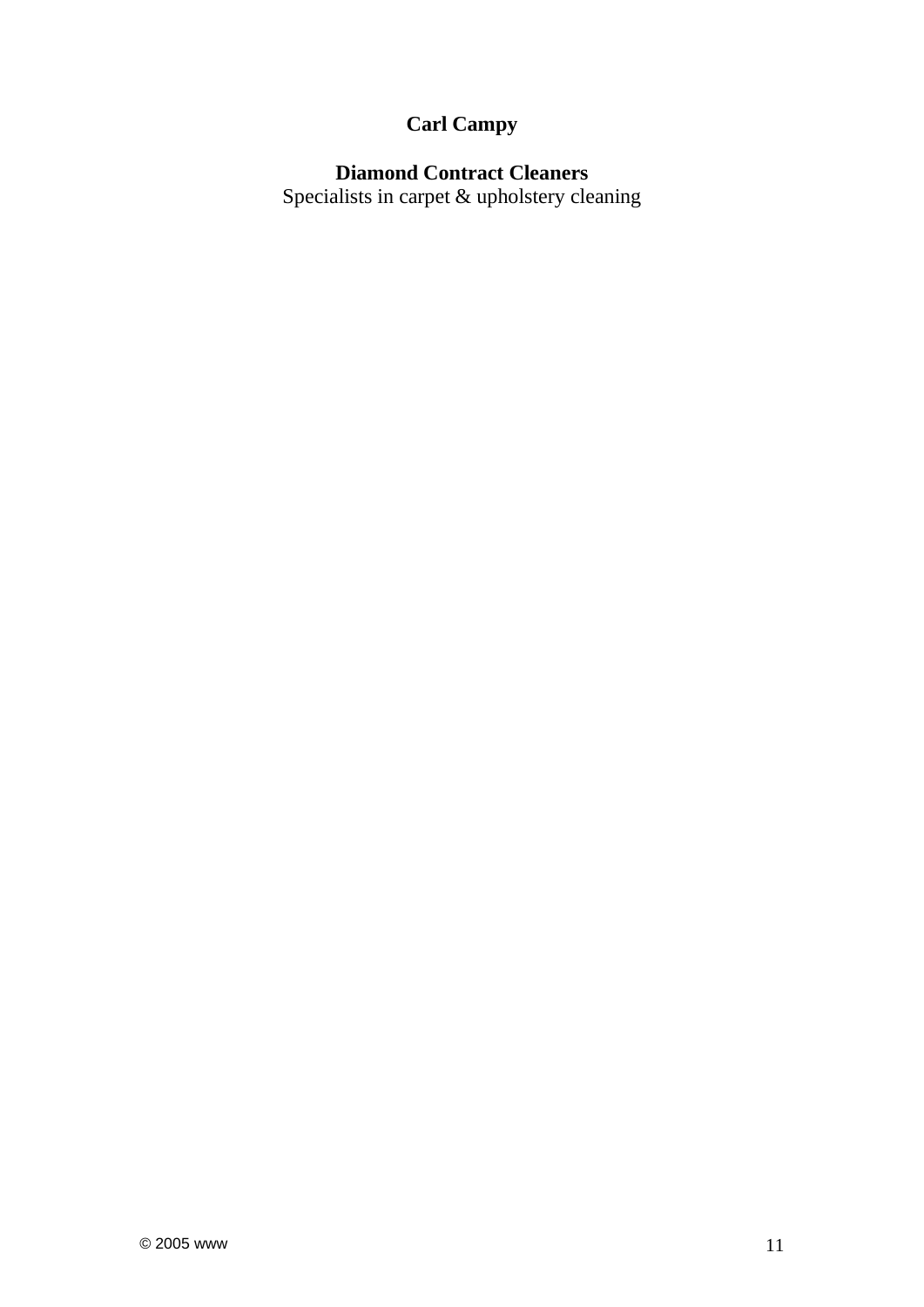**Carl Campy**

**Diamond Contract Cleaners**
Specialists in carpet & upholstery cleaning